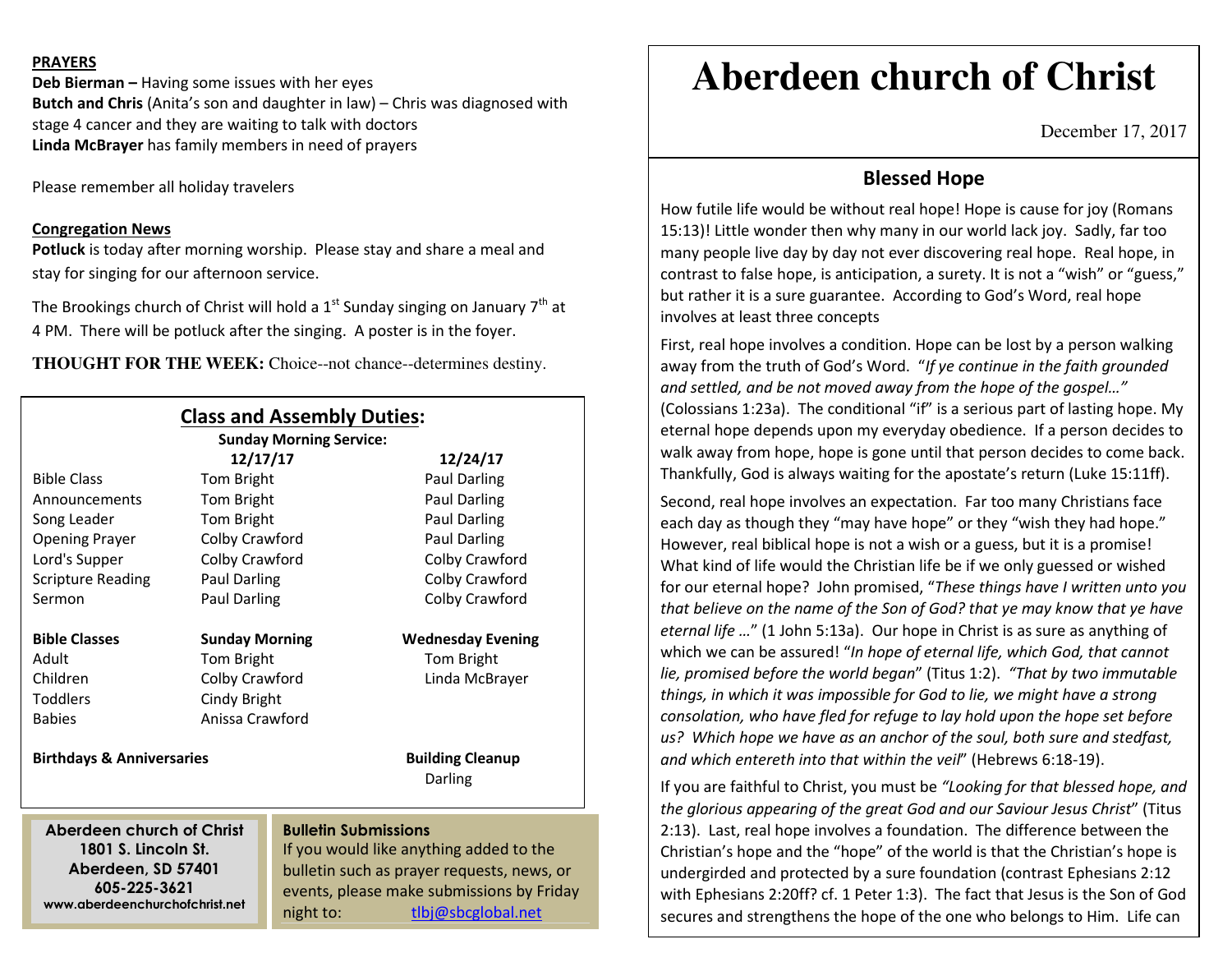**PRAYERS**

**Deb Bierman –** Having some issues with her eyes
**Butch and Chris** (Anita's son and daughter in law) – Chris was diagnosed with stage 4 cancer and they are waiting to talk with doctors
**Linda McBrayer** has family members in need of prayers

Please remember all holiday travelers

**Congregation News**

**Potluck** is today after morning worship. Please stay and share a meal and stay for singing for our afternoon service.

The Brookings church of Christ will hold a 1st Sunday singing on January 7th at 4 PM. There will be potluck after the singing. A poster is in the foyer.

**THOUGHT FOR THE WEEK:** Choice--not chance--determines destiny.

## Class and Assembly Duties:

**Sunday Morning Service:**

| | 12/17/17 | 12/24/17 |
|---|---|---|
| Bible Class | Tom Bright | Paul Darling |
| Announcements | Tom Bright | Paul Darling |
| Song Leader | Tom Bright | Paul Darling |
| Opening Prayer | Colby Crawford | Paul Darling |
| Lord's Supper | Colby Crawford | Colby Crawford |
| Scripture Reading | Paul Darling | Colby Crawford |
| Sermon | Paul Darling | Colby Crawford |

| Bible Classes | Sunday Morning | Wednesday Evening |
|---|---|---|
| Adult | Tom Bright | Tom Bright |
| Children | Colby Crawford | Linda McBrayer |
| Toddlers | Cindy Bright | |
| Babies | Anissa Crawford | |

**Birthdays & Anniversaries**

**Building Cleanup**
Darling

**Aberdeen church of Christ**
**1801 S. Lincoln St.**
**Aberdeen, SD 57401**
**605-225-3621**
**www.aberdeenchurchofchrist.net**

**Bulletin Submissions**
If you would like anything added to the bulletin such as prayer requests, news, or events, please make submissions by Friday night to: tlbj@sbcglobal.net

# Aberdeen church of Christ

December 17, 2017

## Blessed Hope

How futile life would be without real hope! Hope is cause for joy (Romans 15:13)! Little wonder then why many in our world lack joy. Sadly, far too many people live day by day not ever discovering real hope. Real hope, in contrast to false hope, is anticipation, a surety. It is not a "wish" or "guess," but rather it is a sure guarantee. According to God's Word, real hope involves at least three concepts

First, real hope involves a condition. Hope can be lost by a person walking away from the truth of God's Word. "*If ye continue in the faith grounded and settled, and be not moved away from the hope of the gospel…"* (Colossians 1:23a). The conditional "if" is a serious part of lasting hope. My eternal hope depends upon my everyday obedience. If a person decides to walk away from hope, hope is gone until that person decides to come back. Thankfully, God is always waiting for the apostate's return (Luke 15:11ff).

Second, real hope involves an expectation. Far too many Christians face each day as though they "may have hope" or they "wish they had hope." However, real biblical hope is not a wish or a guess, but it is a promise! What kind of life would the Christian life be if we only guessed or wished for our eternal hope? John promised, "*These things have I written unto you that believe on the name of the Son of God? that ye may know that ye have eternal life …*" (1 John 5:13a). Our hope in Christ is as sure as anything of which we can be assured! "*In hope of eternal life, which God, that cannot lie, promised before the world began*" (Titus 1:2). *"That by two immutable things, in which it was impossible for God to lie, we might have a strong consolation, who have fled for refuge to lay hold upon the hope set before us? Which hope we have as an anchor of the soul, both sure and stedfast, and which entereth into that within the veil*" (Hebrews 6:18-19).

If you are faithful to Christ, you must be *"Looking for that blessed hope, and the glorious appearing of the great God and our Saviour Jesus Christ*" (Titus 2:13). Last, real hope involves a foundation. The difference between the Christian's hope and the "hope" of the world is that the Christian's hope is undergirded and protected by a sure foundation (contrast Ephesians 2:12 with Ephesians 2:20ff? cf. 1 Peter 1:3). The fact that Jesus is the Son of God secures and strengthens the hope of the one who belongs to Him. Life can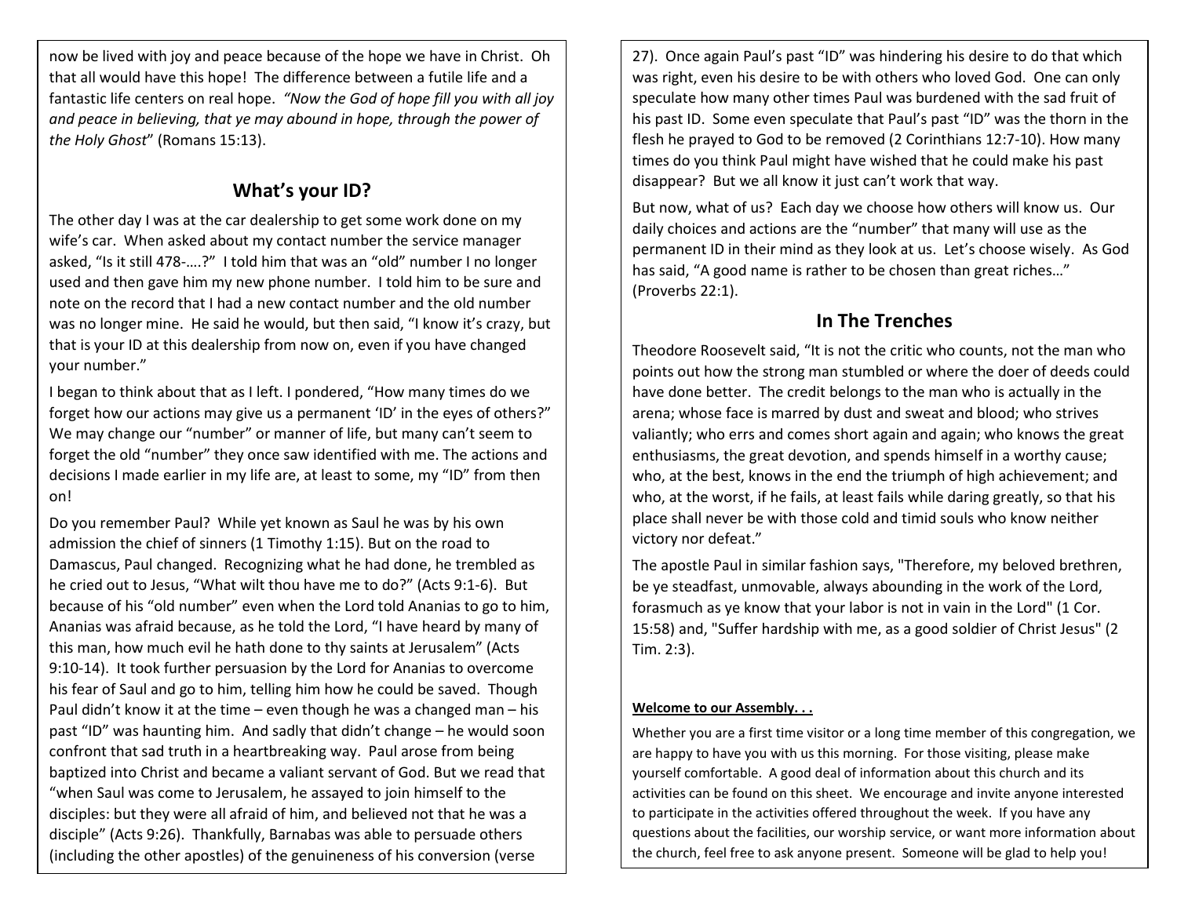now be lived with joy and peace because of the hope we have in Christ. Oh that all would have this hope! The difference between a futile life and a fantastic life centers on real hope. *"Now the God of hope fill you with all joy and peace in believing, that ye may abound in hope, through the power of the Holy Ghost*" (Romans 15:13).

## What's your ID?

The other day I was at the car dealership to get some work done on my wife's car. When asked about my contact number the service manager asked, "Is it still 478-….?" I told him that was an "old" number I no longer used and then gave him my new phone number. I told him to be sure and note on the record that I had a new contact number and the old number was no longer mine. He said he would, but then said, "I know it's crazy, but that is your ID at this dealership from now on, even if you have changed your number."

I began to think about that as I left. I pondered, "How many times do we forget how our actions may give us a permanent 'ID' in the eyes of others?" We may change our "number" or manner of life, but many can't seem to forget the old "number" they once saw identified with me. The actions and decisions I made earlier in my life are, at least to some, my "ID" from then on!

Do you remember Paul? While yet known as Saul he was by his own admission the chief of sinners (1 Timothy 1:15). But on the road to Damascus, Paul changed. Recognizing what he had done, he trembled as he cried out to Jesus, "What wilt thou have me to do?" (Acts 9:1-6). But because of his "old number" even when the Lord told Ananias to go to him, Ananias was afraid because, as he told the Lord, "I have heard by many of this man, how much evil he hath done to thy saints at Jerusalem" (Acts 9:10-14). It took further persuasion by the Lord for Ananias to overcome his fear of Saul and go to him, telling him how he could be saved. Though Paul didn't know it at the time – even though he was a changed man – his past "ID" was haunting him. And sadly that didn't change – he would soon confront that sad truth in a heartbreaking way. Paul arose from being baptized into Christ and became a valiant servant of God. But we read that "when Saul was come to Jerusalem, he assayed to join himself to the disciples: but they were all afraid of him, and believed not that he was a disciple" (Acts 9:26). Thankfully, Barnabas was able to persuade others (including the other apostles) of the genuineness of his conversion (verse 27). Once again Paul's past "ID" was hindering his desire to do that which was right, even his desire to be with others who loved God. One can only speculate how many other times Paul was burdened with the sad fruit of his past ID. Some even speculate that Paul's past "ID" was the thorn in the flesh he prayed to God to be removed (2 Corinthians 12:7-10). How many times do you think Paul might have wished that he could make his past disappear? But we all know it just can't work that way.

But now, what of us? Each day we choose how others will know us. Our daily choices and actions are the "number" that many will use as the permanent ID in their mind as they look at us. Let's choose wisely. As God has said, "A good name is rather to be chosen than great riches…" (Proverbs 22:1).

## In The Trenches

Theodore Roosevelt said, "It is not the critic who counts, not the man who points out how the strong man stumbled or where the doer of deeds could have done better. The credit belongs to the man who is actually in the arena; whose face is marred by dust and sweat and blood; who strives valiantly; who errs and comes short again and again; who knows the great enthusiasms, the great devotion, and spends himself in a worthy cause; who, at the best, knows in the end the triumph of high achievement; and who, at the worst, if he fails, at least fails while daring greatly, so that his place shall never be with those cold and timid souls who know neither victory nor defeat."

The apostle Paul in similar fashion says, "Therefore, my beloved brethren, be ye steadfast, unmovable, always abounding in the work of the Lord, forasmuch as ye know that your labor is not in vain in the Lord" (1 Cor. 15:58) and, "Suffer hardship with me, as a good soldier of Christ Jesus" (2 Tim. 2:3).

**Welcome to our Assembly. . .**

Whether you are a first time visitor or a long time member of this congregation, we are happy to have you with us this morning. For those visiting, please make yourself comfortable. A good deal of information about this church and its activities can be found on this sheet. We encourage and invite anyone interested to participate in the activities offered throughout the week. If you have any questions about the facilities, our worship service, or want more information about the church, feel free to ask anyone present. Someone will be glad to help you!